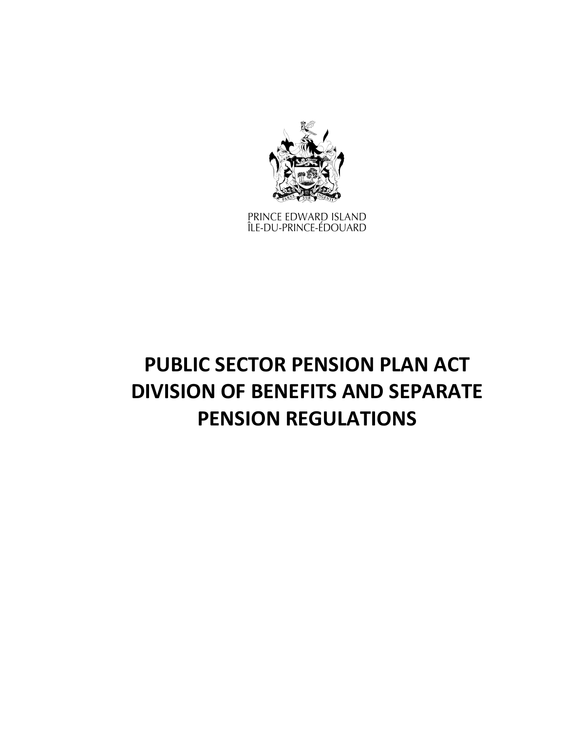PRINCE EDWARD ISLAND
ÎLE-DU-PRINCE-ÉDOUARD

# PUBLIC SECTOR PENSION PLAN ACT DIVISION OF BENEFITS AND SEPARATE PENSION REGULATIONS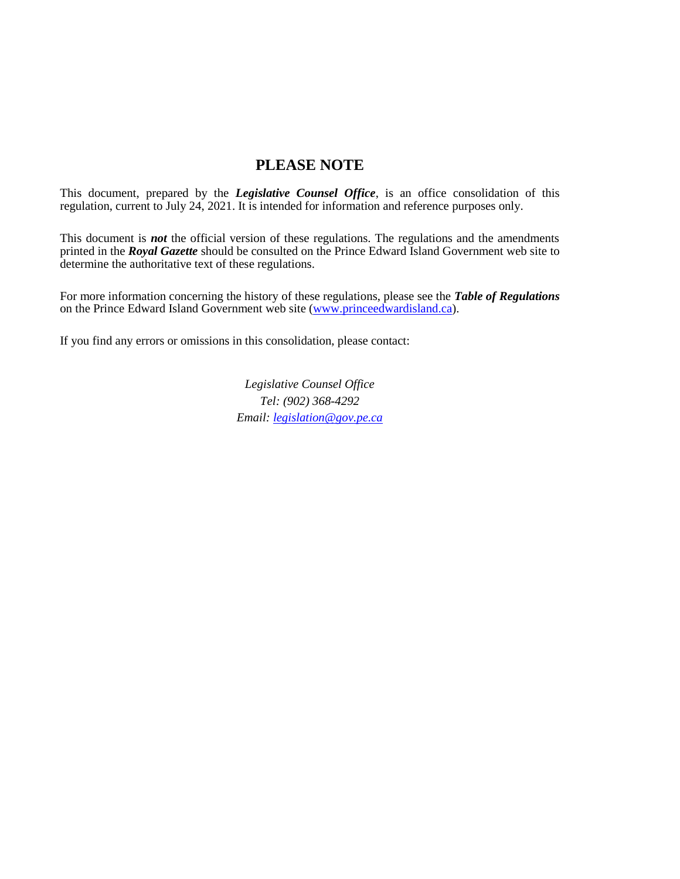# PLEASE NOTE

This document, prepared by the ***Legislative Counsel Office***, is an office consolidation of this regulation, current to July 24, 2021. It is intended for information and reference purposes only.

This document is ***not*** the official version of these regulations. The regulations and the amendments printed in the ***Royal Gazette*** should be consulted on the Prince Edward Island Government web site to determine the authoritative text of these regulations.

For more information concerning the history of these regulations, please see the ***Table of Regulations*** on the Prince Edward Island Government web site (www.princeedwardisland.ca).

If you find any errors or omissions in this consolidation, please contact:

*Legislative Counsel Office*
*Tel: (902) 368-4292*
*Email: legislation@gov.pe.ca*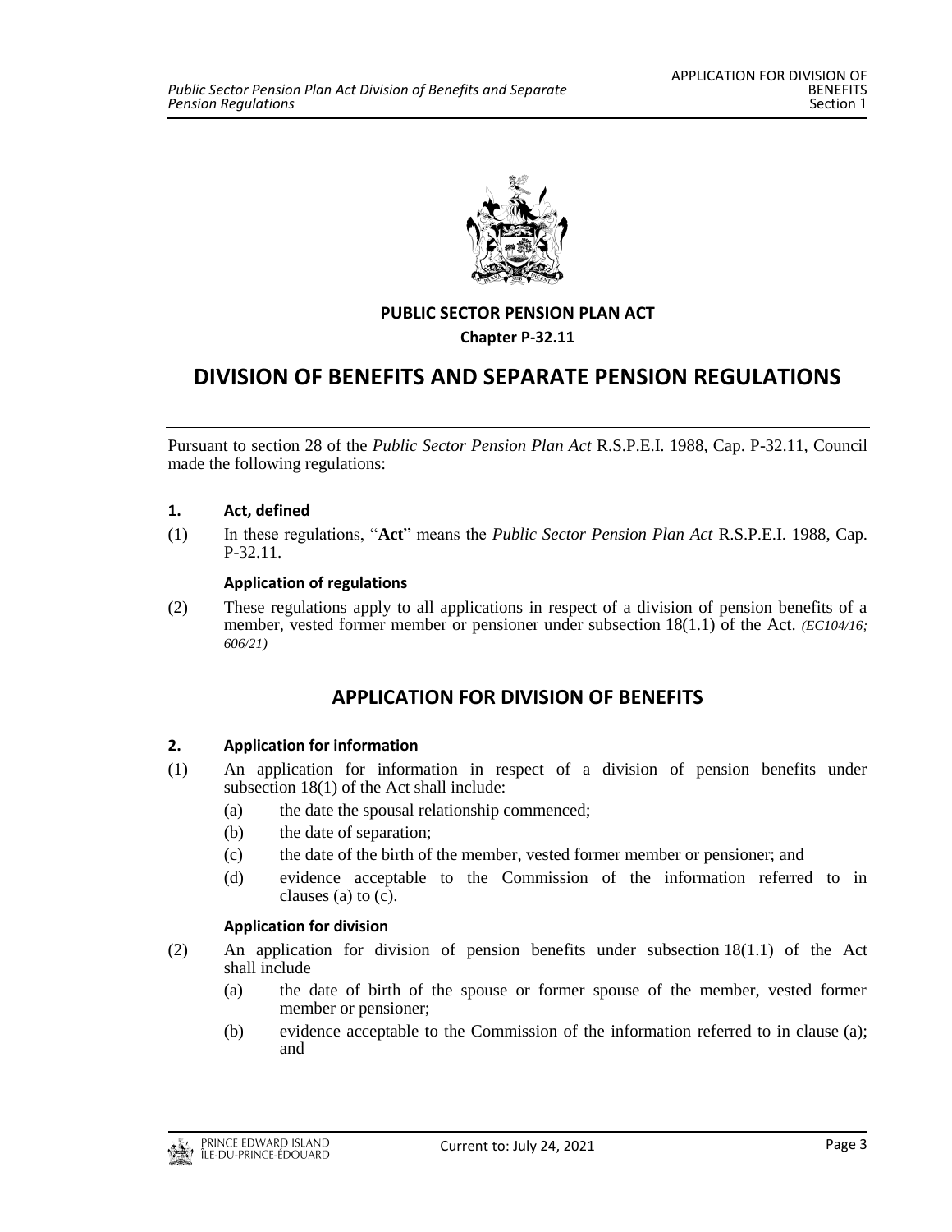**PUBLIC SECTOR PENSION PLAN ACT**

**Chapter P-32.11**

# DIVISION OF BENEFITS AND SEPARATE PENSION REGULATIONS

Pursuant to section 28 of the *Public Sector Pension Plan Act* R.S.P.E.I. 1988, Cap. P-32.11, Council made the following regulations:

### 1. Act, defined

(1) In these regulations, "**Act**" means the *Public Sector Pension Plan Act* R.S.P.E.I. 1988, Cap. P-32.11.

**Application of regulations**

(2) These regulations apply to all applications in respect of a division of pension benefits of a member, vested former member or pensioner under subsection 18(1.1) of the Act. *(EC104/16; 606/21)*

## APPLICATION FOR DIVISION OF BENEFITS

### 2. Application for information

(1) An application for information in respect of a division of pension benefits under subsection 18(1) of the Act shall include:

- (a) the date the spousal relationship commenced;
- (b) the date of separation;
- (c) the date of the birth of the member, vested former member or pensioner; and
- (d) evidence acceptable to the Commission of the information referred to in clauses (a) to (c).

**Application for division**

(2) An application for division of pension benefits under subsection 18(1.1) of the Act shall include

- (a) the date of birth of the spouse or former spouse of the member, vested former member or pensioner;
- (b) evidence acceptable to the Commission of the information referred to in clause (a); and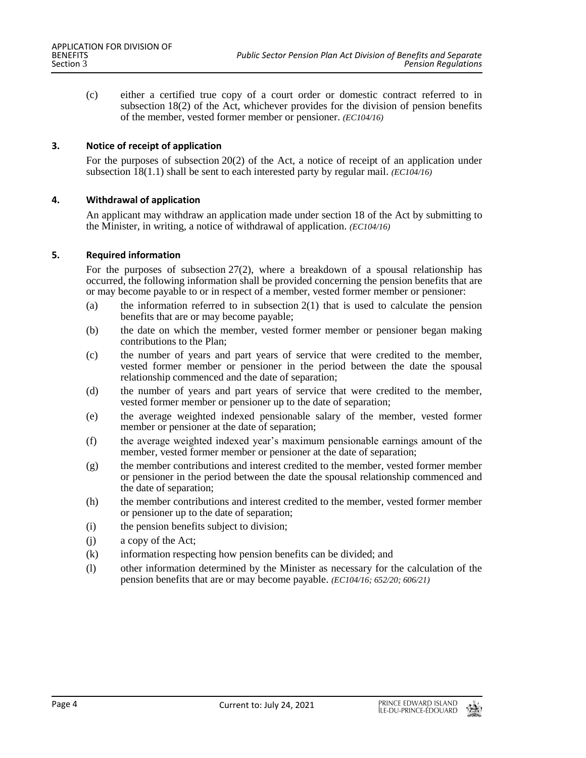(c) either a certified true copy of a court order or domestic contract referred to in subsection 18(2) of the Act, whichever provides for the division of pension benefits of the member, vested former member or pensioner. *(EC104/16)*

### 3. Notice of receipt of application

For the purposes of subsection 20(2) of the Act, a notice of receipt of an application under subsection 18(1.1) shall be sent to each interested party by regular mail. *(EC104/16)*

### 4. Withdrawal of application

An applicant may withdraw an application made under section 18 of the Act by submitting to the Minister, in writing, a notice of withdrawal of application. *(EC104/16)*

### 5. Required information

For the purposes of subsection 27(2), where a breakdown of a spousal relationship has occurred, the following information shall be provided concerning the pension benefits that are or may become payable to or in respect of a member, vested former member or pensioner:

(a) the information referred to in subsection 2(1) that is used to calculate the pension benefits that are or may become payable;

(b) the date on which the member, vested former member or pensioner began making contributions to the Plan;

(c) the number of years and part years of service that were credited to the member, vested former member or pensioner in the period between the date the spousal relationship commenced and the date of separation;

(d) the number of years and part years of service that were credited to the member, vested former member or pensioner up to the date of separation;

(e) the average weighted indexed pensionable salary of the member, vested former member or pensioner at the date of separation;

(f) the average weighted indexed year's maximum pensionable earnings amount of the member, vested former member or pensioner at the date of separation;

(g) the member contributions and interest credited to the member, vested former member or pensioner in the period between the date the spousal relationship commenced and the date of separation;

(h) the member contributions and interest credited to the member, vested former member or pensioner up to the date of separation;

(i) the pension benefits subject to division;

(j) a copy of the Act;

(k) information respecting how pension benefits can be divided; and

(l) other information determined by the Minister as necessary for the calculation of the pension benefits that are or may become payable. *(EC104/16; 652/20; 606/21)*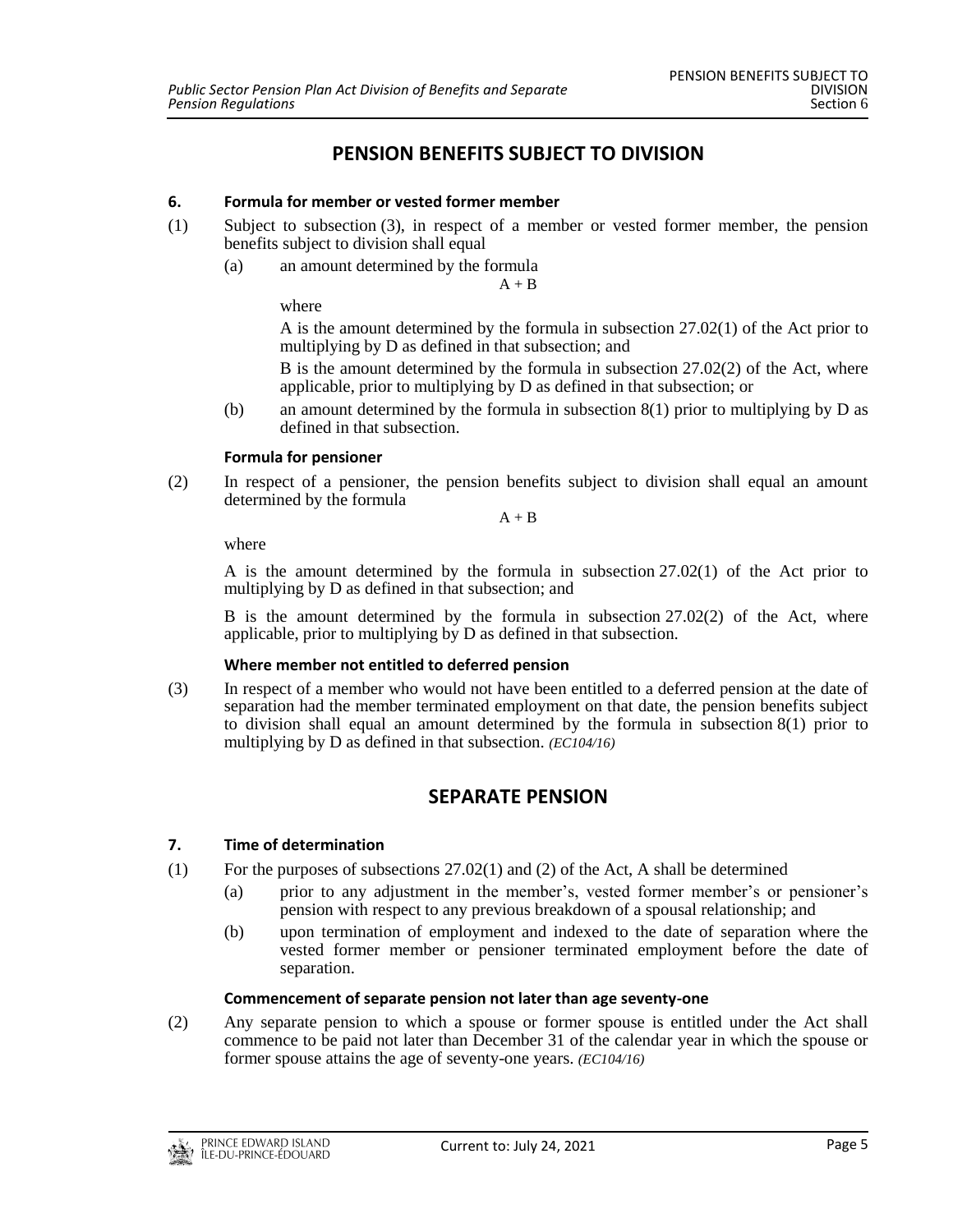## PENSION BENEFITS SUBJECT TO DIVISION

### 6. Formula for member or vested former member

(1) Subject to subsection (3), in respect of a member or vested former member, the pension benefits subject to division shall equal

(a) an amount determined by the formula

$$A + B$$

where

A is the amount determined by the formula in subsection 27.02(1) of the Act prior to multiplying by D as defined in that subsection; and

B is the amount determined by the formula in subsection 27.02(2) of the Act, where applicable, prior to multiplying by D as defined in that subsection; or

(b) an amount determined by the formula in subsection 8(1) prior to multiplying by D as defined in that subsection.

**Formula for pensioner**

(2) In respect of a pensioner, the pension benefits subject to division shall equal an amount determined by the formula

$$A + B$$

where

A is the amount determined by the formula in subsection 27.02(1) of the Act prior to multiplying by D as defined in that subsection; and

B is the amount determined by the formula in subsection 27.02(2) of the Act, where applicable, prior to multiplying by D as defined in that subsection.

**Where member not entitled to deferred pension**

(3) In respect of a member who would not have been entitled to a deferred pension at the date of separation had the member terminated employment on that date, the pension benefits subject to division shall equal an amount determined by the formula in subsection 8(1) prior to multiplying by D as defined in that subsection. *(EC104/16)*

## SEPARATE PENSION

### 7. Time of determination

(1) For the purposes of subsections 27.02(1) and (2) of the Act, A shall be determined

(a) prior to any adjustment in the member's, vested former member's or pensioner's pension with respect to any previous breakdown of a spousal relationship; and

(b) upon termination of employment and indexed to the date of separation where the vested former member or pensioner terminated employment before the date of separation.

**Commencement of separate pension not later than age seventy-one**

(2) Any separate pension to which a spouse or former spouse is entitled under the Act shall commence to be paid not later than December 31 of the calendar year in which the spouse or former spouse attains the age of seventy-one years. *(EC104/16)*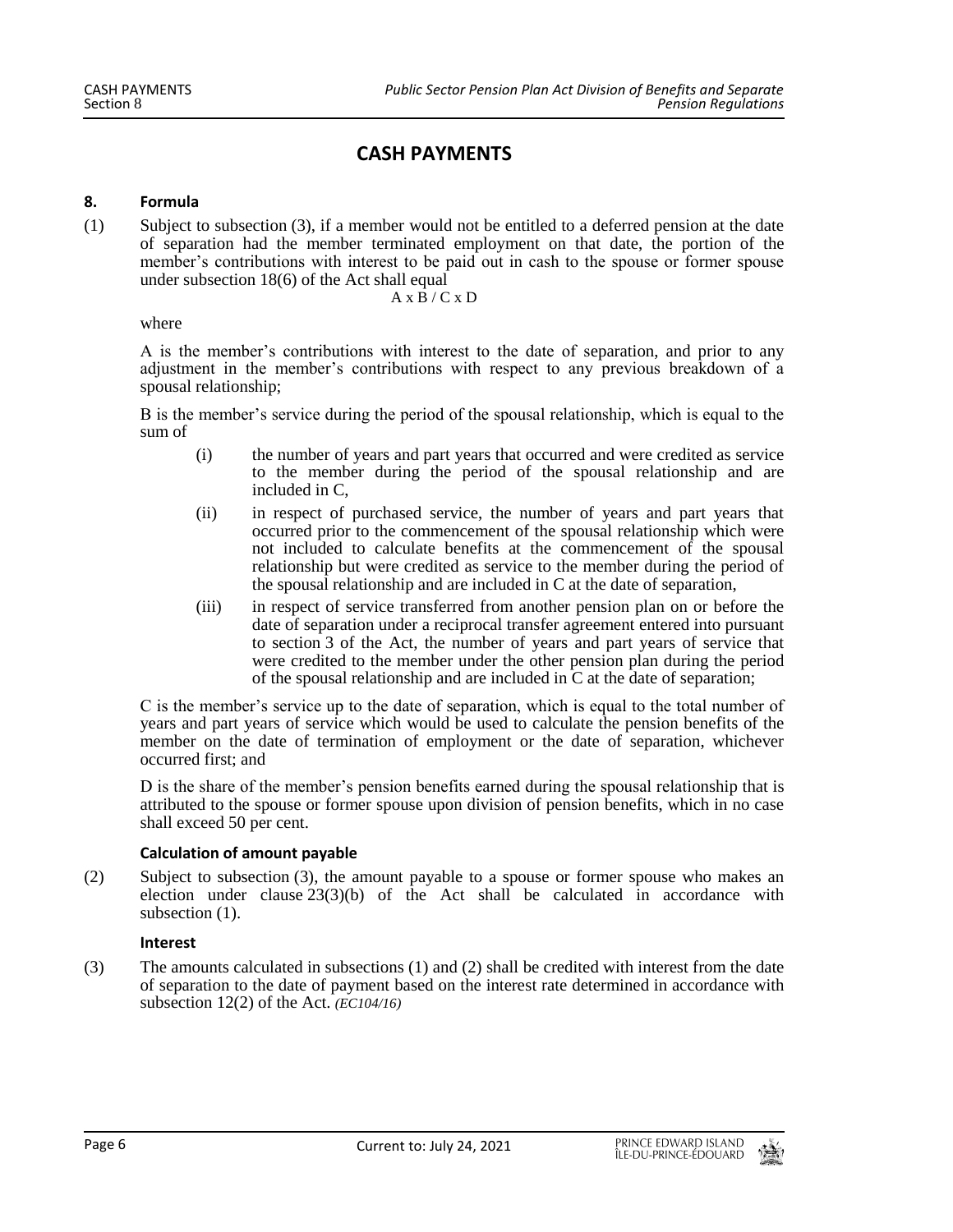# CASH PAYMENTS

### 8. Formula

(1) Subject to subsection (3), if a member would not be entitled to a deferred pension at the date of separation had the member terminated employment on that date, the portion of the member's contributions with interest to be paid out in cash to the spouse or former spouse under subsection 18(6) of the Act shall equal

$$A \times B / C \times D$$

where

A is the member's contributions with interest to the date of separation, and prior to any adjustment in the member's contributions with respect to any previous breakdown of a spousal relationship;

B is the member's service during the period of the spousal relationship, which is equal to the sum of

- (i) the number of years and part years that occurred and were credited as service to the member during the period of the spousal relationship and are included in C,
- (ii) in respect of purchased service, the number of years and part years that occurred prior to the commencement of the spousal relationship which were not included to calculate benefits at the commencement of the spousal relationship but were credited as service to the member during the period of the spousal relationship and are included in C at the date of separation,
- (iii) in respect of service transferred from another pension plan on or before the date of separation under a reciprocal transfer agreement entered into pursuant to section 3 of the Act, the number of years and part years of service that were credited to the member under the other pension plan during the period of the spousal relationship and are included in C at the date of separation;

C is the member's service up to the date of separation, which is equal to the total number of years and part years of service which would be used to calculate the pension benefits of the member on the date of termination of employment or the date of separation, whichever occurred first; and

D is the share of the member's pension benefits earned during the spousal relationship that is attributed to the spouse or former spouse upon division of pension benefits, which in no case shall exceed 50 per cent.

#### Calculation of amount payable

(2) Subject to subsection (3), the amount payable to a spouse or former spouse who makes an election under clause 23(3)(b) of the Act shall be calculated in accordance with subsection (1).

#### Interest

(3) The amounts calculated in subsections (1) and (2) shall be credited with interest from the date of separation to the date of payment based on the interest rate determined in accordance with subsection 12(2) of the Act. *(EC104/16)*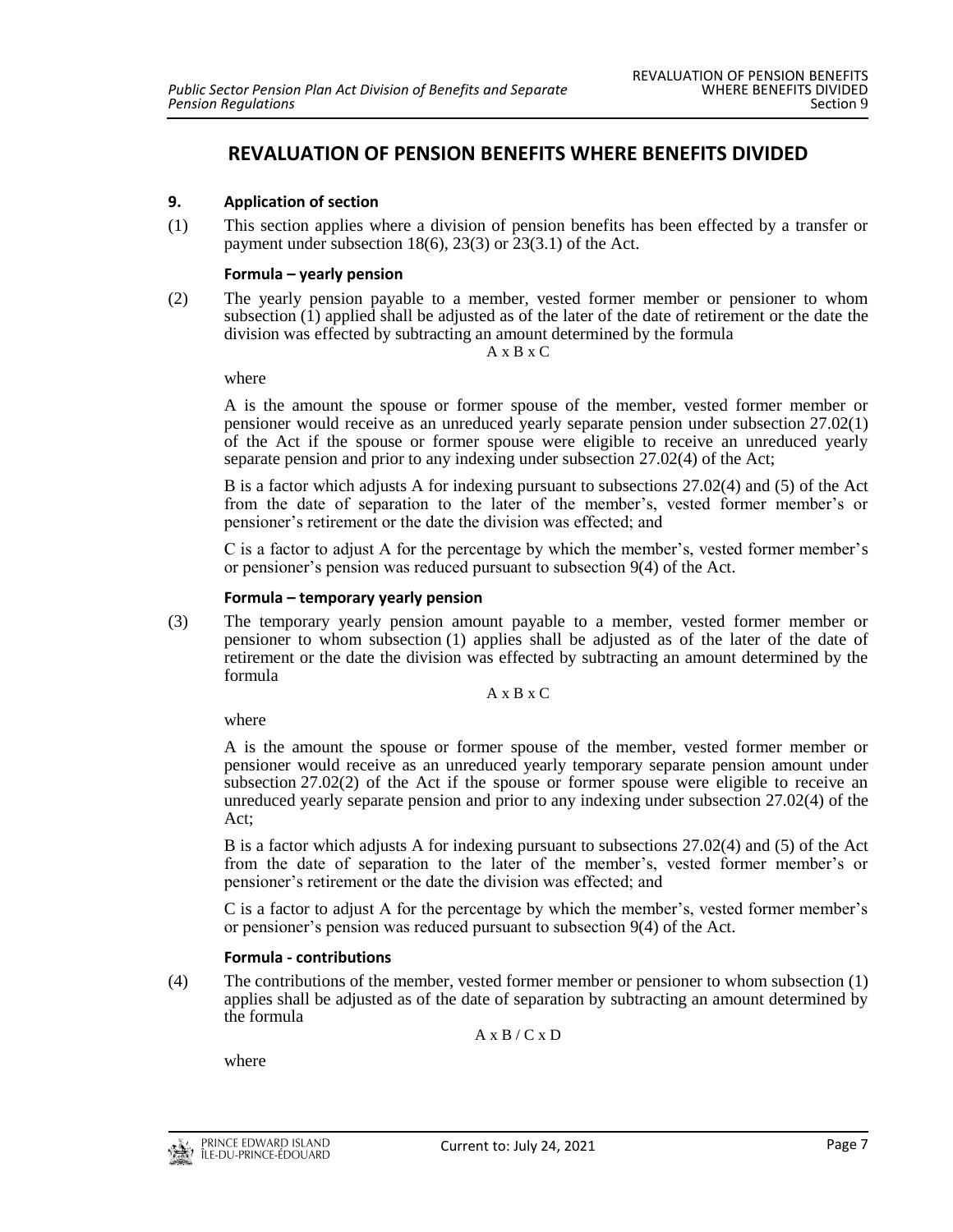# REVALUATION OF PENSION BENEFITS WHERE BENEFITS DIVIDED

**9. Application of section**

(1) This section applies where a division of pension benefits has been effected by a transfer or payment under subsection 18(6), 23(3) or 23(3.1) of the Act.

**Formula – yearly pension**

(2) The yearly pension payable to a member, vested former member or pensioner to whom subsection (1) applied shall be adjusted as of the later of the date of retirement or the date the division was effected by subtracting an amount determined by the formula

$$A \times B \times C$$

where

A is the amount the spouse or former spouse of the member, vested former member or pensioner would receive as an unreduced yearly separate pension under subsection 27.02(1) of the Act if the spouse or former spouse were eligible to receive an unreduced yearly separate pension and prior to any indexing under subsection 27.02(4) of the Act;

B is a factor which adjusts A for indexing pursuant to subsections 27.02(4) and (5) of the Act from the date of separation to the later of the member's, vested former member's or pensioner's retirement or the date the division was effected; and

C is a factor to adjust A for the percentage by which the member's, vested former member's or pensioner's pension was reduced pursuant to subsection 9(4) of the Act.

**Formula – temporary yearly pension**

(3) The temporary yearly pension amount payable to a member, vested former member or pensioner to whom subsection (1) applies shall be adjusted as of the later of the date of retirement or the date the division was effected by subtracting an amount determined by the formula

$$A \times B \times C$$

where

A is the amount the spouse or former spouse of the member, vested former member or pensioner would receive as an unreduced yearly temporary separate pension amount under subsection 27.02(2) of the Act if the spouse or former spouse were eligible to receive an unreduced yearly separate pension and prior to any indexing under subsection 27.02(4) of the Act;

B is a factor which adjusts A for indexing pursuant to subsections 27.02(4) and (5) of the Act from the date of separation to the later of the member's, vested former member's or pensioner's retirement or the date the division was effected; and

C is a factor to adjust A for the percentage by which the member's, vested former member's or pensioner's pension was reduced pursuant to subsection 9(4) of the Act.

**Formula - contributions**

(4) The contributions of the member, vested former member or pensioner to whom subsection (1) applies shall be adjusted as of the date of separation by subtracting an amount determined by the formula

$$A \times B / C \times D$$

where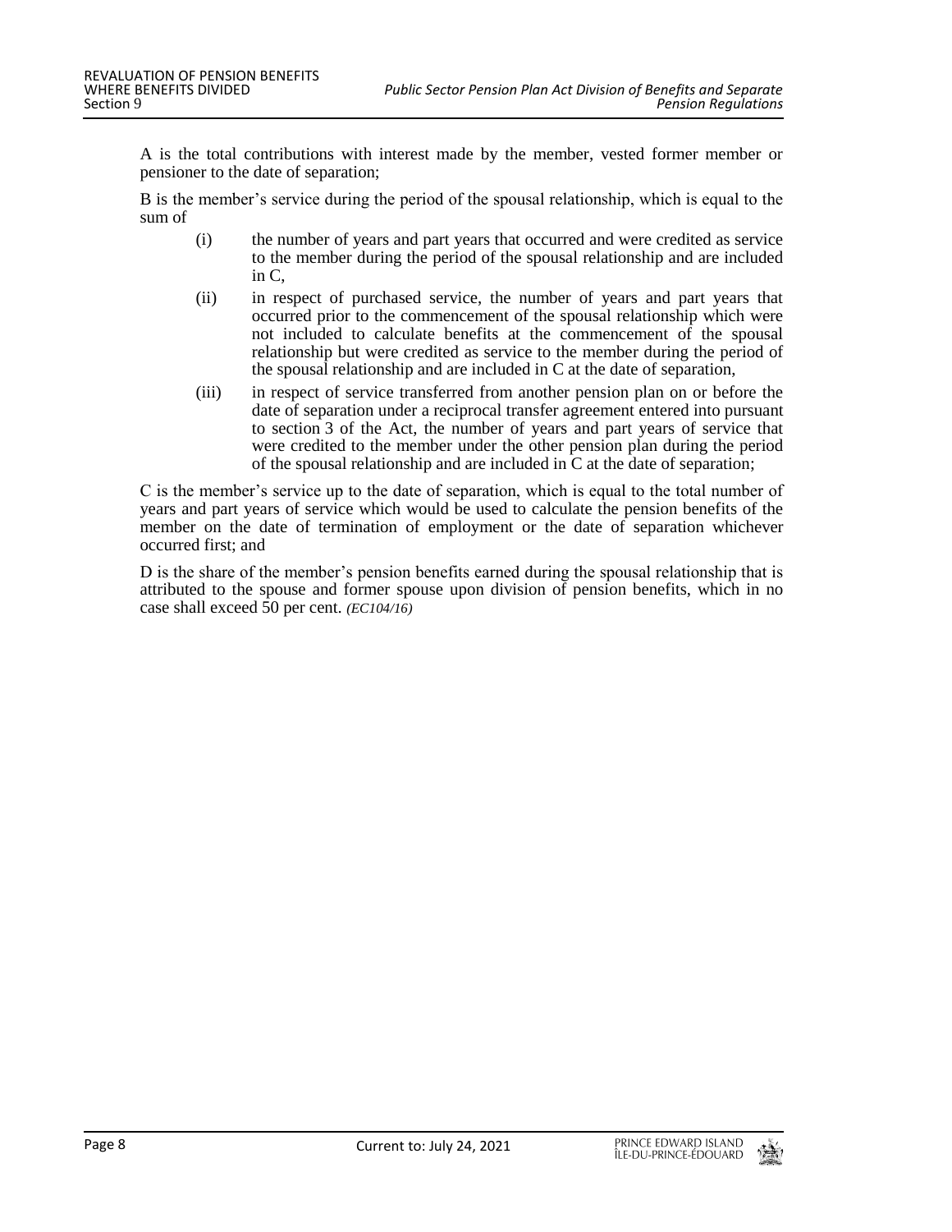A is the total contributions with interest made by the member, vested former member or pensioner to the date of separation;

B is the member's service during the period of the spousal relationship, which is equal to the sum of

(i) the number of years and part years that occurred and were credited as service to the member during the period of the spousal relationship and are included in C,

(ii) in respect of purchased service, the number of years and part years that occurred prior to the commencement of the spousal relationship which were not included to calculate benefits at the commencement of the spousal relationship but were credited as service to the member during the period of the spousal relationship and are included in C at the date of separation,

(iii) in respect of service transferred from another pension plan on or before the date of separation under a reciprocal transfer agreement entered into pursuant to section 3 of the Act, the number of years and part years of service that were credited to the member under the other pension plan during the period of the spousal relationship and are included in C at the date of separation;

C is the member's service up to the date of separation, which is equal to the total number of years and part years of service which would be used to calculate the pension benefits of the member on the date of termination of employment or the date of separation whichever occurred first; and

D is the share of the member's pension benefits earned during the spousal relationship that is attributed to the spouse and former spouse upon division of pension benefits, which in no case shall exceed 50 per cent. *(EC104/16)*